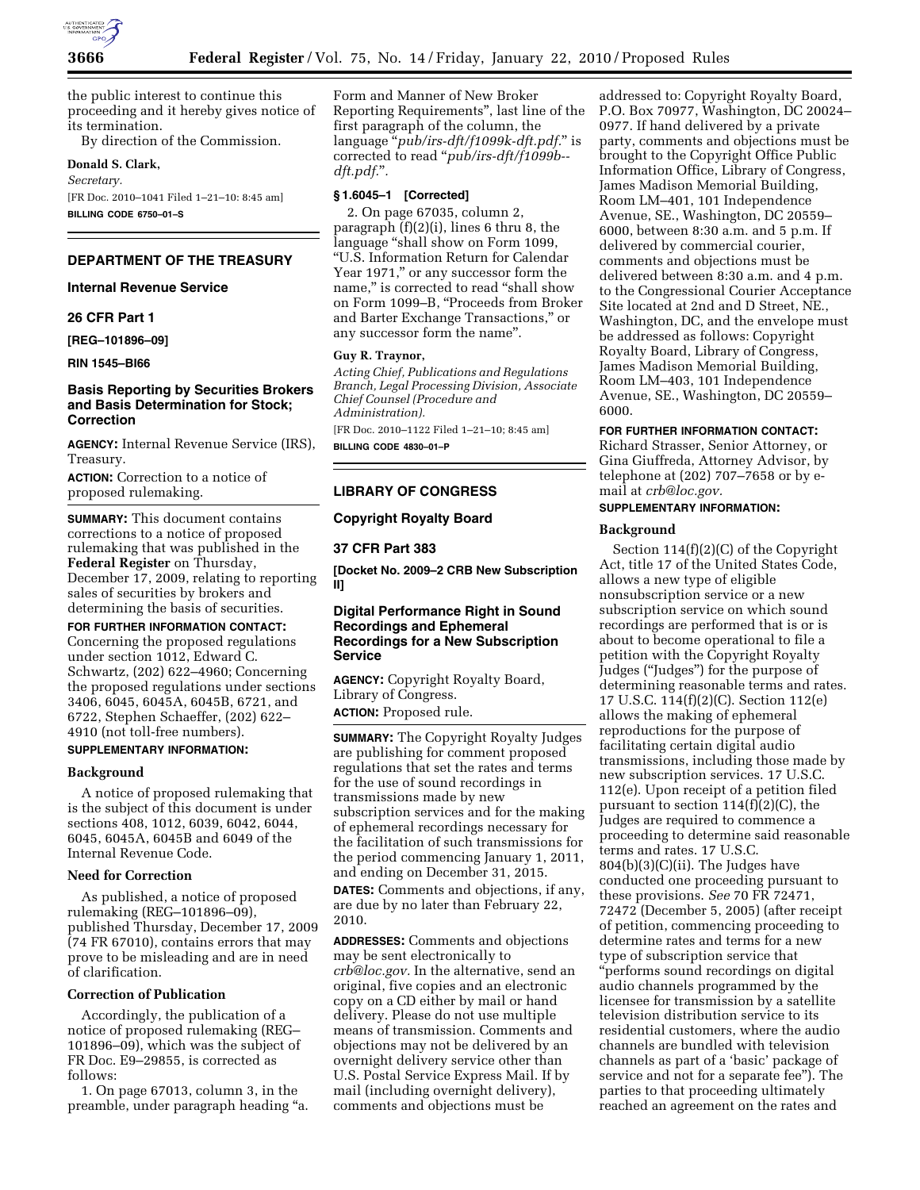the public interest to continue this proceeding and it hereby gives notice of its termination.

By direction of the Commission.

**Donald S. Clark,**

*Secretary.*

[FR Doc. 2010–1041 Filed 1–21–10: 8:45 am]

**BILLING CODE 6750–01–S**

## DEPARTMENT OF THE TREASURY

### Internal Revenue Service

### 26 CFR Part 1

**[REG–101896–09]**

**RIN 1545–BI66**

### Basis Reporting by Securities Brokers and Basis Determination for Stock; Correction

**AGENCY:** Internal Revenue Service (IRS), Treasury.

**ACTION:** Correction to a notice of proposed rulemaking.

**SUMMARY:** This document contains corrections to a notice of proposed rulemaking that was published in the **Federal Register** on Thursday, December 17, 2009, relating to reporting sales of securities by brokers and determining the basis of securities.

**FOR FURTHER INFORMATION CONTACT:** Concerning the proposed regulations under section 1012, Edward C. Schwartz, (202) 622–4960; Concerning the proposed regulations under sections 3406, 6045, 6045A, 6045B, 6721, and 6722, Stephen Schaeffer, (202) 622–4910 (not toll-free numbers).

**SUPPLEMENTARY INFORMATION:**

**Background**

A notice of proposed rulemaking that is the subject of this document is under sections 408, 1012, 6039, 6042, 6044, 6045, 6045A, 6045B and 6049 of the Internal Revenue Code.

**Need for Correction**

As published, a notice of proposed rulemaking (REG–101896–09), published Thursday, December 17, 2009 (74 FR 67010), contains errors that may prove to be misleading and are in need of clarification.

**Correction of Publication**

Accordingly, the publication of a notice of proposed rulemaking (REG–101896–09), which was the subject of FR Doc. E9–29855, is corrected as follows:

1. On page 67013, column 3, in the preamble, under paragraph heading "a. Form and Manner of New Broker Reporting Requirements", last line of the first paragraph of the column, the language "*pub/irs-dft/f1099k-dft.pdf*." is corrected to read "*pub/irs-dft/f1099b--dft.pdf*.".

**§ 1.6045–1 [Corrected]**

2. On page 67035, column 2, paragraph (f)(2)(i), lines 6 thru 8, the language "shall show on Form 1099, "U.S. Information Return for Calendar Year 1971," or any successor form the name," is corrected to read "shall show on Form 1099–B, "Proceeds from Broker and Barter Exchange Transactions," or any successor form the name".

**Guy R. Traynor,**

*Acting Chief, Publications and Regulations Branch, Legal Processing Division, Associate Chief Counsel (Procedure and Administration).*

[FR Doc. 2010–1122 Filed 1–21–10; 8:45 am]

**BILLING CODE 4830–01–P**

## LIBRARY OF CONGRESS

### Copyright Royalty Board

### 37 CFR Part 383

**[Docket No. 2009–2 CRB New Subscription II]**

### Digital Performance Right in Sound Recordings and Ephemeral Recordings for a New Subscription Service

**AGENCY:** Copyright Royalty Board, Library of Congress.

**ACTION:** Proposed rule.

**SUMMARY:** The Copyright Royalty Judges are publishing for comment proposed regulations that set the rates and terms for the use of sound recordings in transmissions made by new subscription services and for the making of ephemeral recordings necessary for the facilitation of such transmissions for the period commencing January 1, 2011, and ending on December 31, 2015.

**DATES:** Comments and objections, if any, are due by no later than February 22, 2010.

**ADDRESSES:** Comments and objections may be sent electronically to *crb@loc.gov*. In the alternative, send an original, five copies and an electronic copy on a CD either by mail or hand delivery. Please do not use multiple means of transmission. Comments and objections may not be delivered by an overnight delivery service other than U.S. Postal Service Express Mail. If by mail (including overnight delivery), comments and objections must be addressed to: Copyright Royalty Board, P.O. Box 70977, Washington, DC 20024–0977. If hand delivered by a private party, comments and objections must be brought to the Copyright Office Public Information Office, Library of Congress, James Madison Memorial Building, Room LM–401, 101 Independence Avenue, SE., Washington, DC 20559–6000, between 8:30 a.m. and 5 p.m. If delivered by commercial courier, comments and objections must be delivered between 8:30 a.m. and 4 p.m. to the Congressional Courier Acceptance Site located at 2nd and D Street, NE., Washington, DC, and the envelope must be addressed as follows: Copyright Royalty Board, Library of Congress, James Madison Memorial Building, Room LM–403, 101 Independence Avenue, SE., Washington, DC 20559–6000.

**FOR FURTHER INFORMATION CONTACT:** Richard Strasser, Senior Attorney, or Gina Giuffreda, Attorney Advisor, by telephone at (202) 707–7658 or by e-mail at *crb@loc.gov.*

**SUPPLEMENTARY INFORMATION:**

**Background**

Section 114(f)(2)(C) of the Copyright Act, title 17 of the United States Code, allows a new type of eligible nonsubscription service or a new subscription service on which sound recordings are performed that is or is about to become operational to file a petition with the Copyright Royalty Judges ("Judges") for the purpose of determining reasonable terms and rates. 17 U.S.C. 114(f)(2)(C). Section 112(e) allows the making of ephemeral reproductions for the purpose of facilitating certain digital audio transmissions, including those made by new subscription services. 17 U.S.C. 112(e). Upon receipt of a petition filed pursuant to section 114(f)(2)(C), the Judges are required to commence a proceeding to determine said reasonable terms and rates. 17 U.S.C. 804(b)(3)(C)(ii). The Judges have conducted one proceeding pursuant to these provisions. *See* 70 FR 72471, 72472 (December 5, 2005) (after receipt of petition, commencing proceeding to determine rates and terms for a new type of subscription service that "performs sound recordings on digital audio channels programmed by the licensee for transmission by a satellite television distribution service to its residential customers, where the audio channels are bundled with television channels as part of a 'basic' package of service and not for a separate fee"). The parties to that proceeding ultimately reached an agreement on the rates and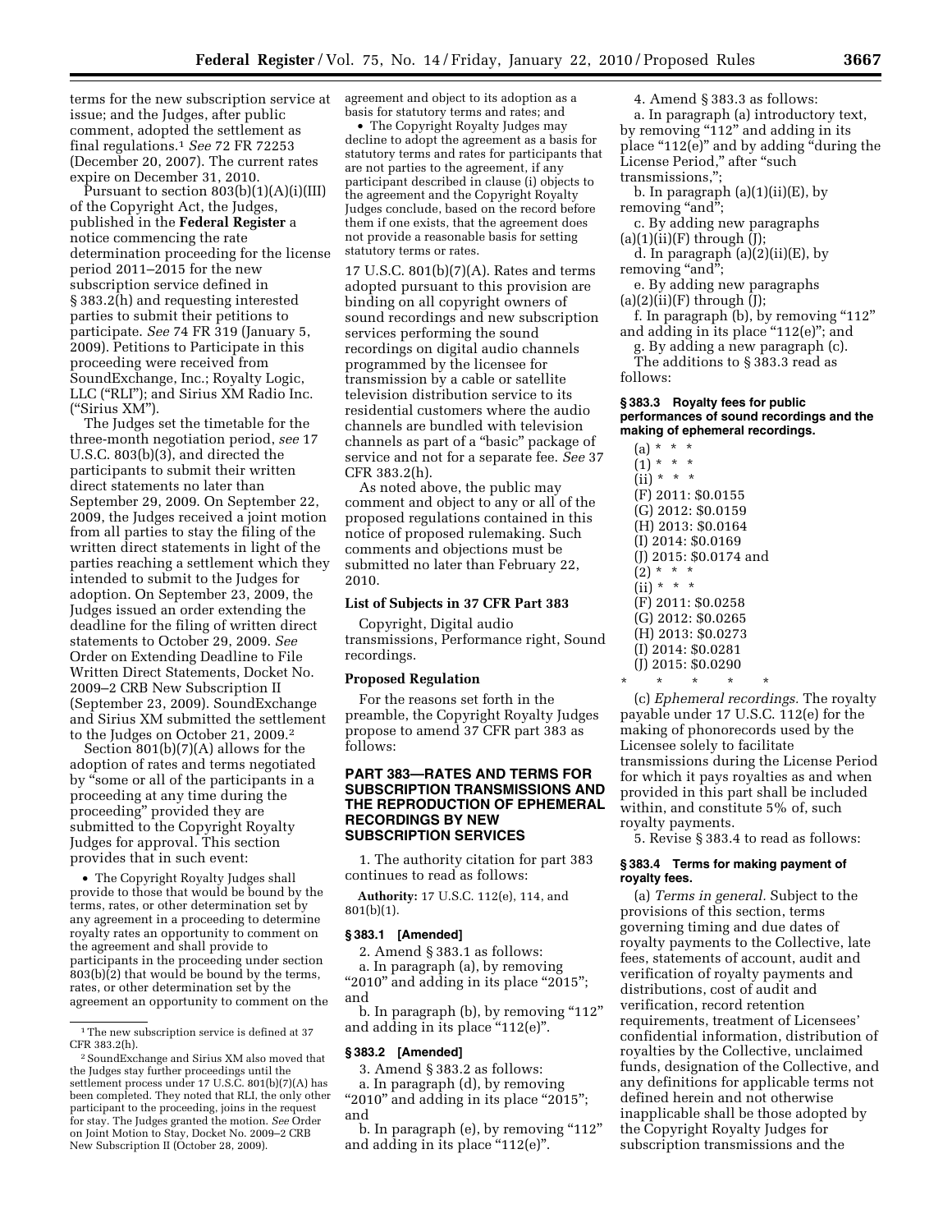terms for the new subscription service at issue; and the Judges, after public comment, adopted the settlement as final regulations.[1] *See* 72 FR 72253 (December 20, 2007). The current rates expire on December 31, 2010.

Pursuant to section 803(b)(1)(A)(i)(III) of the Copyright Act, the Judges, published in the **Federal Register** a notice commencing the rate determination proceeding for the license period 2011–2015 for the new subscription service defined in § 383.2(h) and requesting interested parties to submit their petitions to participate. *See* 74 FR 319 (January 5, 2009). Petitions to Participate in this proceeding were received from SoundExchange, Inc.; Royalty Logic, LLC ("RLI"); and Sirius XM Radio Inc. ("Sirius XM").

The Judges set the timetable for the three-month negotiation period, *see* 17 U.S.C. 803(b)(3), and directed the participants to submit their written direct statements no later than September 29, 2009. On September 22, 2009, the Judges received a joint motion from all parties to stay the filing of the written direct statements in light of the parties reaching a settlement which they intended to submit to the Judges for adoption. On September 23, 2009, the Judges issued an order extending the deadline for the filing of written direct statements to October 29, 2009. *See* Order on Extending Deadline to File Written Direct Statements, Docket No. 2009–2 CRB New Subscription II (September 23, 2009). SoundExchange and Sirius XM submitted the settlement to the Judges on October 21, 2009.[2]

Section 801(b)(7)(A) allows for the adoption of rates and terms negotiated by "some or all of the participants in a proceeding at any time during the proceeding" provided they are submitted to the Copyright Royalty Judges for approval. This section provides that in such event:

- The Copyright Royalty Judges shall provide to those that would be bound by the terms, rates, or other determination set by any agreement in a proceeding to determine royalty rates an opportunity to comment on the agreement and shall provide to participants in the proceeding under section 803(b)(2) that would be bound by the terms, rates, or other determination set by the agreement an opportunity to comment on the agreement and object to its adoption as a basis for statutory terms and rates; and
- The Copyright Royalty Judges may decline to adopt the agreement as a basis for statutory terms and rates for participants that are not parties to the agreement, if any participant described in clause (i) objects to the agreement and the Copyright Royalty Judges conclude, based on the record before them if one exists, that the agreement does not provide a reasonable basis for setting statutory terms or rates.

17 U.S.C. 801(b)(7)(A). Rates and terms adopted pursuant to this provision are binding on all copyright owners of sound recordings and new subscription services performing the sound recordings on digital audio channels programmed by the licensee for transmission by a cable or satellite television distribution service to its residential customers where the audio channels are bundled with television channels as part of a "basic" package of service and not for a separate fee. *See* 37 CFR 383.2(h).

As noted above, the public may comment and object to any or all of the proposed regulations contained in this notice of proposed rulemaking. Such comments and objections must be submitted no later than February 22, 2010.

### List of Subjects in 37 CFR Part 383

Copyright, Digital audio transmissions, Performance right, Sound recordings.

### Proposed Regulation

For the reasons set forth in the preamble, the Copyright Royalty Judges propose to amend 37 CFR part 383 as follows:

## PART 383—RATES AND TERMS FOR SUBSCRIPTION TRANSMISSIONS AND THE REPRODUCTION OF EPHEMERAL RECORDINGS BY NEW SUBSCRIPTION SERVICES

1. The authority citation for part 383 continues to read as follows:

**Authority:** 17 U.S.C. 112(e), 114, and 801(b)(1).

### § 383.1 [Amended]

2. Amend § 383.1 as follows:

a. In paragraph (a), by removing "2010" and adding in its place "2015"; and

b. In paragraph (b), by removing "112" and adding in its place "112(e)".

### § 383.2 [Amended]

3. Amend § 383.2 as follows:

a. In paragraph (d), by removing "2010" and adding in its place "2015"; and

b. In paragraph (e), by removing "112" and adding in its place "112(e)".

4. Amend § 383.3 as follows:

a. In paragraph (a) introductory text, by removing "112" and adding in its place "112(e)" and by adding "during the License Period," after "such transmissions,";

b. In paragraph (a)(1)(ii)(E), by removing "and";

c. By adding new paragraphs (a)(1)(ii)(F) through (J);

d. In paragraph (a)(2)(ii)(E), by removing "and";

e. By adding new paragraphs (a)(2)(ii)(F) through (J);

f. In paragraph (b), by removing "112" and adding in its place "112(e)"; and

g. By adding a new paragraph (c).

The additions to § 383.3 read as follows:

### § 383.3 Royalty fees for public performances of sound recordings and the making of ephemeral recordings.

(a) * * *
(1) * * *
(ii) * * *
(F) 2011: $0.0155
(G) 2012: $0.0159
(H) 2013: $0.0164
(I) 2014: $0.0169
(J) 2015: $0.0174 and
(2) * * *
(ii) * * *
(F) 2011: $0.0258
(G) 2012: $0.0265
(H) 2013: $0.0273
(I) 2014: $0.0281
(J) 2015: $0.0290

\* \* \* \* \*

(c) *Ephemeral recordings.* The royalty payable under 17 U.S.C. 112(e) for the making of phonorecords used by the Licensee solely to facilitate transmissions during the License Period for which it pays royalties as and when provided in this part shall be included within, and constitute 5% of, such royalty payments.

5. Revise § 383.4 to read as follows:

### § 383.4 Terms for making payment of royalty fees.

(a) *Terms in general.* Subject to the provisions of this section, terms governing timing and due dates of royalty payments to the Collective, late fees, statements of account, audit and verification of royalty payments and distributions, cost of audit and verification, record retention requirements, treatment of Licensees' confidential information, distribution of royalties by the Collective, unclaimed funds, designation of the Collective, and any definitions for applicable terms not defined herein and not otherwise inapplicable shall be those adopted by the Copyright Royalty Judges for subscription transmissions and the

---

[1] The new subscription service is defined at 37 CFR 383.2(h).

[2] SoundExchange and Sirius XM also moved that the Judges stay further proceedings until the settlement process under 17 U.S.C. 801(b)(7)(A) has been completed. They noted that RLI, the only other participant to the proceeding, joins in the request for stay. The Judges granted the motion. *See* Order on Joint Motion to Stay, Docket No. 2009–2 CRB New Subscription II (October 28, 2009).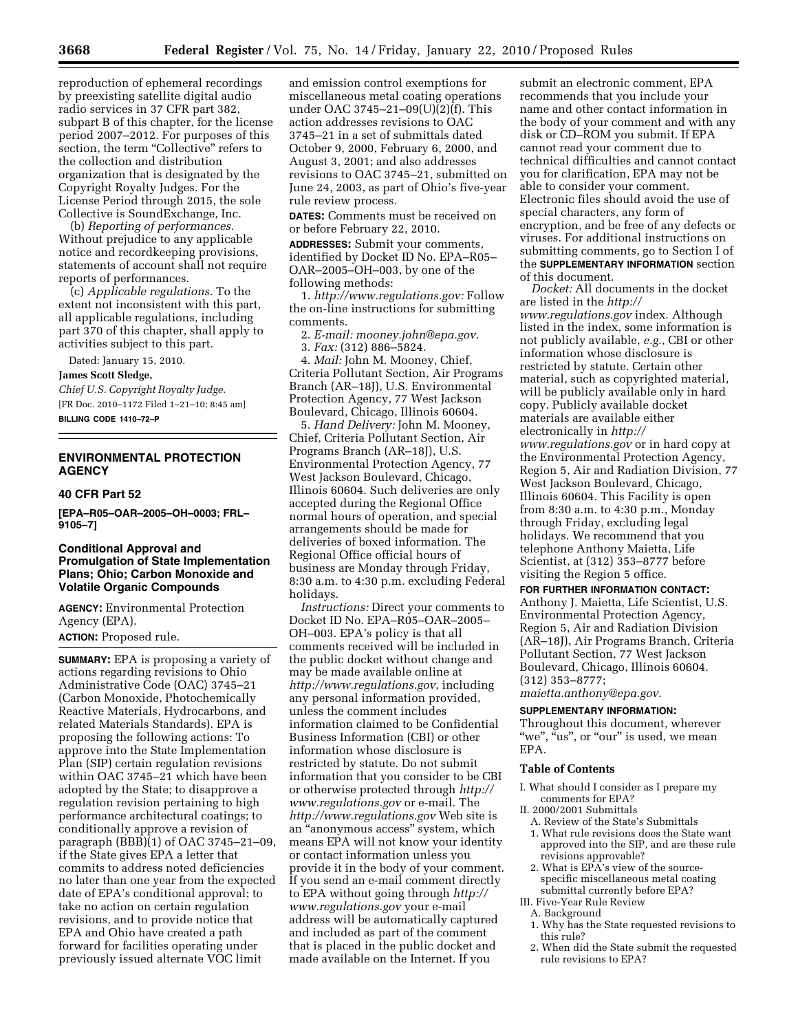reproduction of ephemeral recordings by preexisting satellite digital audio radio services in 37 CFR part 382, subpart B of this chapter, for the license period 2007–2012. For purposes of this section, the term "Collective" refers to the collection and distribution organization that is designated by the Copyright Royalty Judges. For the License Period through 2015, the sole Collective is SoundExchange, Inc.

(b) *Reporting of performances.* Without prejudice to any applicable notice and recordkeeping provisions, statements of account shall not require reports of performances.

(c) *Applicable regulations.* To the extent not inconsistent with this part, all applicable regulations, including part 370 of this chapter, shall apply to activities subject to this part.

Dated: January 15, 2010.

**James Scott Sledge,**

*Chief U.S. Copyright Royalty Judge.*

[FR Doc. 2010–1172 Filed 1–21–10; 8:45 am]

**BILLING CODE 1410–72–P**

---

## ENVIRONMENTAL PROTECTION AGENCY

### 40 CFR Part 52

**[EPA–R05–OAR–2005–OH–0003; FRL–9105–7]**

### Conditional Approval and Promulgation of State Implementation Plans; Ohio; Carbon Monoxide and Volatile Organic Compounds

**AGENCY:** Environmental Protection Agency (EPA).

**ACTION:** Proposed rule.

**SUMMARY:** EPA is proposing a variety of actions regarding revisions to Ohio Administrative Code (OAC) 3745–21 (Carbon Monoxide, Photochemically Reactive Materials, Hydrocarbons, and related Materials Standards). EPA is proposing the following actions: To approve into the State Implementation Plan (SIP) certain regulation revisions within OAC 3745–21 which have been adopted by the State; to disapprove a regulation revision pertaining to high performance architectural coatings; to conditionally approve a revision of paragraph (BBB)(1) of OAC 3745–21–09, if the State gives EPA a letter that commits to address noted deficiencies no later than one year from the expected date of EPA's conditional approval; to take no action on certain regulation revisions, and to provide notice that EPA and Ohio have created a path forward for facilities operating under previously issued alternate VOC limit and emission control exemptions for miscellaneous metal coating operations under OAC 3745–21–09(U)(2)(f). This action addresses revisions to OAC 3745–21 in a set of submittals dated October 9, 2000, February 6, 2000, and August 3, 2001; and also addresses revisions to OAC 3745–21, submitted on June 24, 2003, as part of Ohio's five-year rule review process.

**DATES:** Comments must be received on or before February 22, 2010.

**ADDRESSES:** Submit your comments, identified by Docket ID No. EPA–R05–OAR–2005–OH–003, by one of the following methods:

1. *http://www.regulations.gov:* Follow the on-line instructions for submitting comments.
2. *E-mail: mooney.john@epa.gov.*
3. *Fax:* (312) 886–5824.
4. *Mail:* John M. Mooney, Chief, Criteria Pollutant Section, Air Programs Branch (AR–18J), U.S. Environmental Protection Agency, 77 West Jackson Boulevard, Chicago, Illinois 60604.
5. *Hand Delivery:* John M. Mooney, Chief, Criteria Pollutant Section, Air Programs Branch (AR–18J), U.S. Environmental Protection Agency, 77 West Jackson Boulevard, Chicago, Illinois 60604. Such deliveries are only accepted during the Regional Office normal hours of operation, and special arrangements should be made for deliveries of boxed information. The Regional Office official hours of business are Monday through Friday, 8:30 a.m. to 4:30 p.m. excluding Federal holidays.

*Instructions:* Direct your comments to Docket ID No. EPA–R05–OAR–2005–OH–003. EPA's policy is that all comments received will be included in the public docket without change and may be made available online at *http://www.regulations.gov*, including any personal information provided, unless the comment includes information claimed to be Confidential Business Information (CBI) or other information whose disclosure is restricted by statute. Do not submit information that you consider to be CBI or otherwise protected through *http://www.regulations.gov* or e-mail. The *http://www.regulations.gov* Web site is an "anonymous access" system, which means EPA will not know your identity or contact information unless you provide it in the body of your comment. If you send an e-mail comment directly to EPA without going through *http://www.regulations.gov* your e-mail address will be automatically captured and included as part of the comment that is placed in the public docket and made available on the Internet. If you submit an electronic comment, EPA recommends that you include your name and other contact information in the body of your comment and with any disk or CD–ROM you submit. If EPA cannot read your comment due to technical difficulties and cannot contact you for clarification, EPA may not be able to consider your comment. Electronic files should avoid the use of special characters, any form of encryption, and be free of any defects or viruses. For additional instructions on submitting comments, go to Section I of the **SUPPLEMENTARY INFORMATION** section of this document.

*Docket:* All documents in the docket are listed in the *http://www.regulations.gov* index. Although listed in the index, some information is not publicly available, *e.g.*, CBI or other information whose disclosure is restricted by statute. Certain other material, such as copyrighted material, will be publicly available only in hard copy. Publicly available docket materials are available either electronically in *http://www.regulations.gov* or in hard copy at the Environmental Protection Agency, Region 5, Air and Radiation Division, 77 West Jackson Boulevard, Chicago, Illinois 60604. This Facility is open from 8:30 a.m. to 4:30 p.m., Monday through Friday, excluding legal holidays. We recommend that you telephone Anthony Maietta, Life Scientist, at (312) 353–8777 before visiting the Region 5 office.

**FOR FURTHER INFORMATION CONTACT:** Anthony J. Maietta, Life Scientist, U.S. Environmental Protection Agency, Region 5, Air and Radiation Division (AR–18J), Air Programs Branch, Criteria Pollutant Section, 77 West Jackson Boulevard, Chicago, Illinois 60604. (312) 353–8777; *maietta.anthony@epa.gov*.

**SUPPLEMENTARY INFORMATION:** Throughout this document, wherever "we", "us", or "our" is used, we mean EPA.

#### Table of Contents

- I. What should I consider as I prepare my comments for EPA?
- II. 2000/2001 Submittals
  - A. Review of the State's Submittals
    1. What rule revisions does the State want approved into the SIP, and are these rule revisions approvable?
    2. What is EPA's view of the source-specific miscellaneous metal coating submittal currently before EPA?
- III. Five-Year Rule Review
  - A. Background
    1. Why has the State requested revisions to this rule?
    2. When did the State submit the requested rule revisions to EPA?